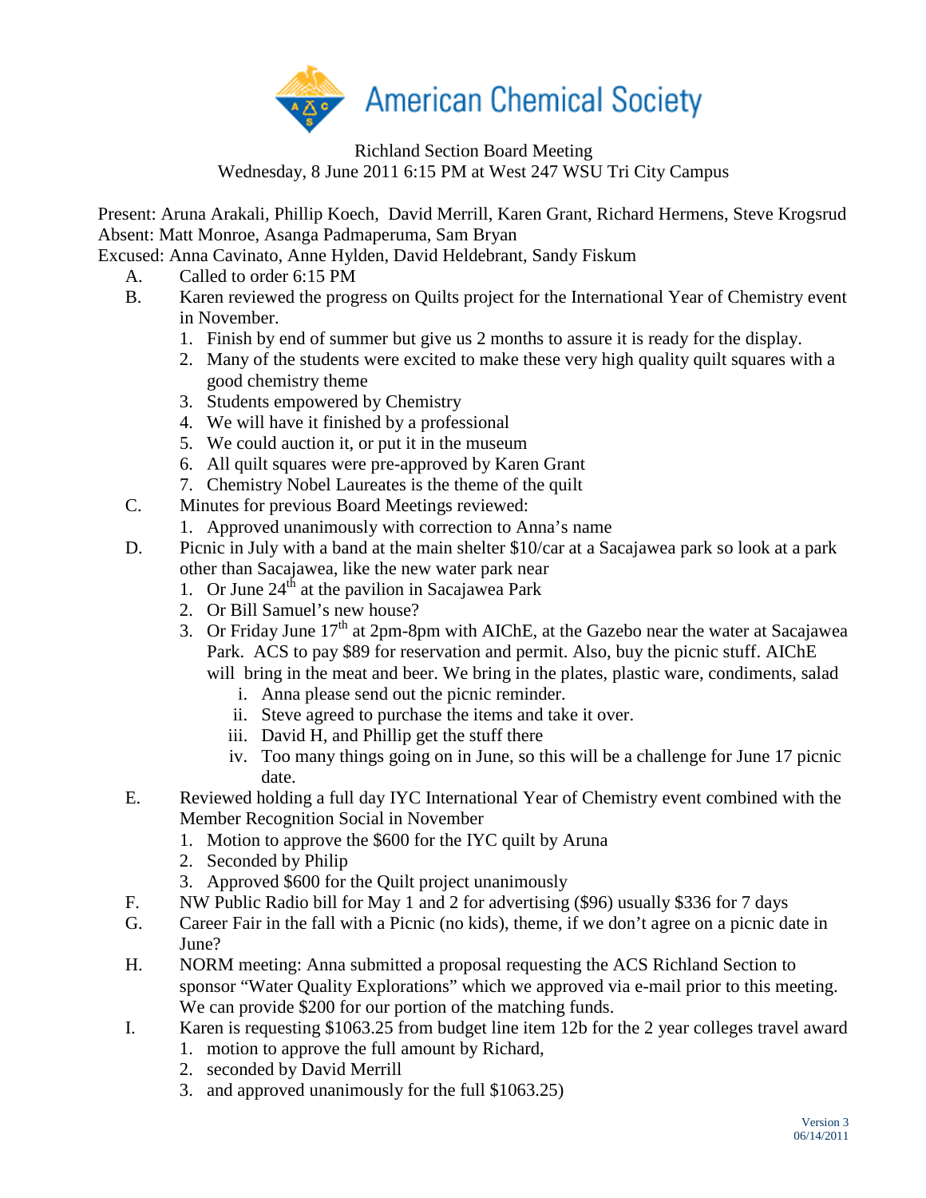# American Chemical Society

Richland Section Board Meeting
Wednesday, 8 June 2011 6:15 PM at West 247 WSU Tri City Campus

Present: Aruna Arakali, Phillip Koech, David Merrill, Karen Grant, Richard Hermens, Steve Krogsrud
Absent: Matt Monroe, Asanga Padmaperuma, Sam Bryan
Excused: Anna Cavinato, Anne Hylden, David Heldebrant, Sandy Fiskum

A. Called to order 6:15 PM

B. Karen reviewed the progress on Quilts project for the International Year of Chemistry event in November.
   1. Finish by end of summer but give us 2 months to assure it is ready for the display.
   2. Many of the students were excited to make these very high quality quilt squares with a good chemistry theme
   3. Students empowered by Chemistry
   4. We will have it finished by a professional
   5. We could auction it, or put it in the museum
   6. All quilt squares were pre-approved by Karen Grant
   7. Chemistry Nobel Laureates is the theme of the quilt

C. Minutes for previous Board Meetings reviewed:
   1. Approved unanimously with correction to Anna's name

D. Picnic in July with a band at the main shelter $10/car at a Sacajawea park so look at a park other than Sacajawea, like the new water park near
   1. Or June 24th at the pavilion in Sacajawea Park
   2. Or Bill Samuel's new house?
   3. Or Friday June 17th at 2pm-8pm with AIChE, at the Gazebo near the water at Sacajawea Park. ACS to pay $89 for reservation and permit. Also, buy the picnic stuff. AIChE will bring in the meat and beer. We bring in the plates, plastic ware, condiments, salad
      i. Anna please send out the picnic reminder.
      ii. Steve agreed to purchase the items and take it over.
      iii. David H, and Phillip get the stuff there
      iv. Too many things going on in June, so this will be a challenge for June 17 picnic date.

E. Reviewed holding a full day IYC International Year of Chemistry event combined with the Member Recognition Social in November
   1. Motion to approve the $600 for the IYC quilt by Aruna
   2. Seconded by Philip
   3. Approved $600 for the Quilt project unanimously

F. NW Public Radio bill for May 1 and 2 for advertising ($96) usually $336 for 7 days

G. Career Fair in the fall with a Picnic (no kids), theme, if we don't agree on a picnic date in June?

H. NORM meeting: Anna submitted a proposal requesting the ACS Richland Section to sponsor "Water Quality Explorations" which we approved via e-mail prior to this meeting. We can provide $200 for our portion of the matching funds.

I. Karen is requesting $1063.25 from budget line item 12b for the 2 year colleges travel award
   1. motion to approve the full amount by Richard,
   2. seconded by David Merrill
   3. and approved unanimously for the full $1063.25)

Version 3
06/14/2011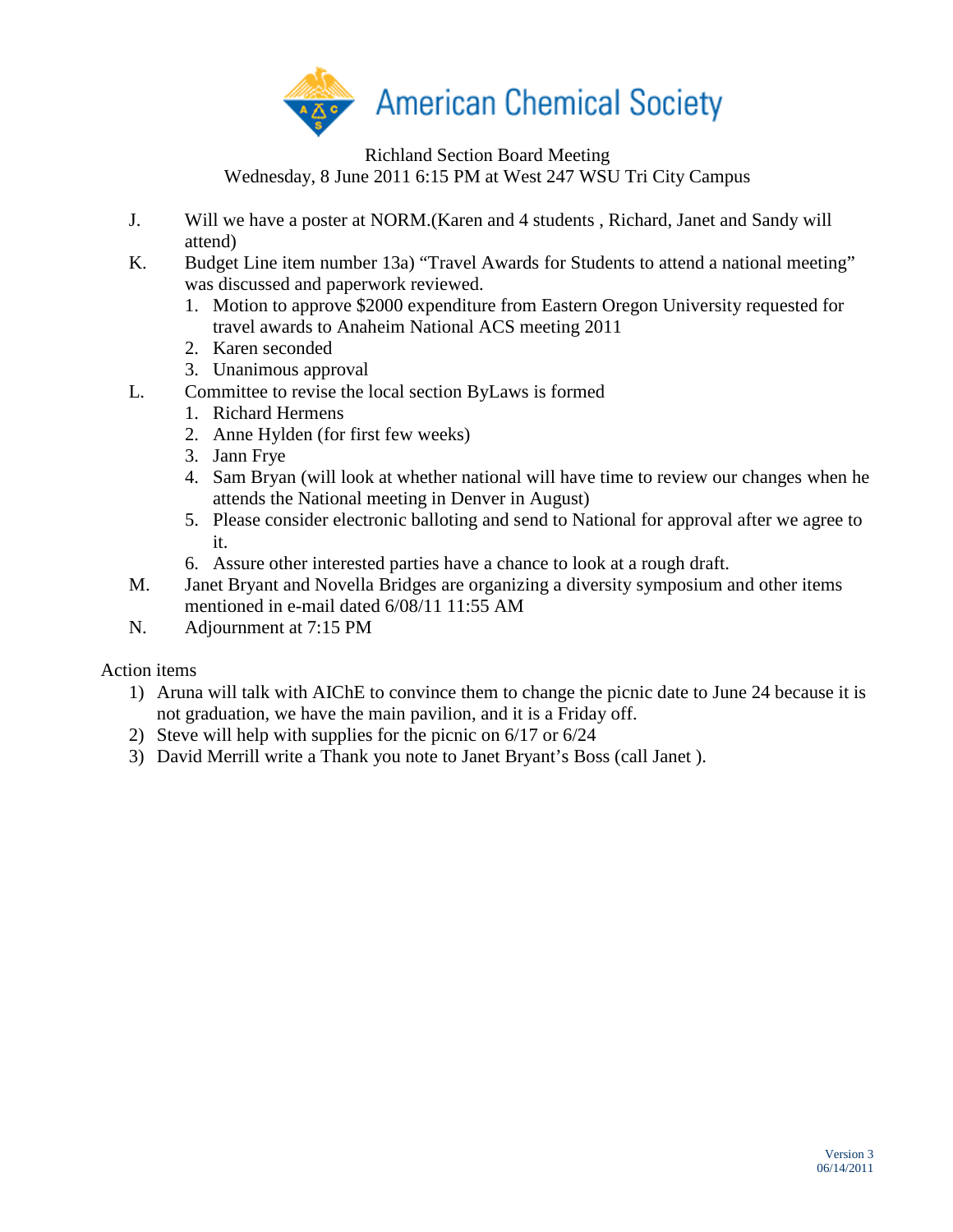American Chemical Society

Richland Section Board Meeting
Wednesday, 8 June 2011 6:15 PM at West 247 WSU Tri City Campus

J. Will we have a poster at NORM.(Karen and 4 students , Richard, Janet and Sandy will attend)

K. Budget Line item number 13a) "Travel Awards for Students to attend a national meeting" was discussed and paperwork reviewed.
   1. Motion to approve $2000 expenditure from Eastern Oregon University requested for travel awards to Anaheim National ACS meeting 2011
   2. Karen seconded
   3. Unanimous approval

L. Committee to revise the local section ByLaws is formed
   1. Richard Hermens
   2. Anne Hylden (for first few weeks)
   3. Jann Frye
   4. Sam Bryan (will look at whether national will have time to review our changes when he attends the National meeting in Denver in August)
   5. Please consider electronic balloting and send to National for approval after we agree to it.
   6. Assure other interested parties have a chance to look at a rough draft.

M. Janet Bryant and Novella Bridges are organizing a diversity symposium and other items mentioned in e-mail dated 6/08/11 11:55 AM

N. Adjournment at 7:15 PM

Action items

1) Aruna will talk with AIChE to convince them to change the picnic date to June 24 because it is not graduation, we have the main pavilion, and it is a Friday off.
2) Steve will help with supplies for the picnic on 6/17 or 6/24
3) David Merrill write a Thank you note to Janet Bryant's Boss (call Janet ).

Version 3
06/14/2011